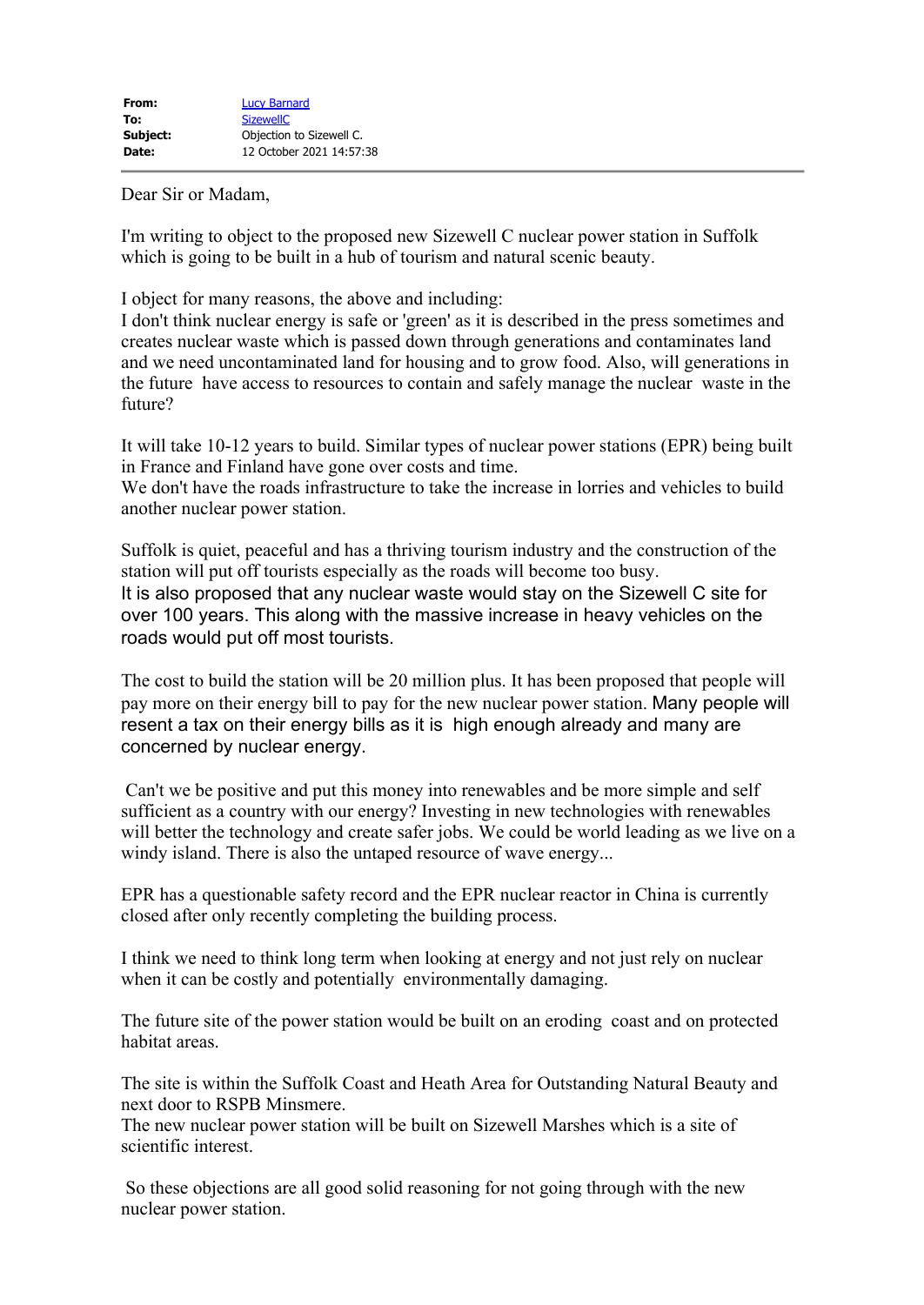| | |
|---|---|
| **From:** | Lucy Barnard |
| **To:** | SizewellC |
| **Subject:** | Objection to Sizewell C. |
| **Date:** | 12 October 2021 14:57:38 |

---

Dear Sir or Madam,

I'm writing to object to the proposed new Sizewell C nuclear power station in Suffolk which is going to be built in a hub of tourism and natural scenic beauty.

I object for many reasons, the above and including:
I don't think nuclear energy is safe or 'green' as it is described in the press sometimes and creates nuclear waste which is passed down through generations and contaminates land and we need uncontaminated land for housing and to grow food. Also, will generations in the future have access to resources to contain and safely manage the nuclear waste in the future?

It will take 10-12 years to build. Similar types of nuclear power stations (EPR) being built in France and Finland have gone over costs and time.
We don't have the roads infrastructure to take the increase in lorries and vehicles to build another nuclear power station.

Suffolk is quiet, peaceful and has a thriving tourism industry and the construction of the station will put off tourists especially as the roads will become too busy.
It is also proposed that any nuclear waste would stay on the Sizewell C site for over 100 years. This along with the massive increase in heavy vehicles on the roads would put off most tourists.

The cost to build the station will be 20 million plus. It has been proposed that people will pay more on their energy bill to pay for the new nuclear power station. Many people will resent a tax on their energy bills as it is high enough already and many are concerned by nuclear energy.

Can't we be positive and put this money into renewables and be more simple and self sufficient as a country with our energy? Investing in new technologies with renewables will better the technology and create safer jobs. We could be world leading as we live on a windy island. There is also the untaped resource of wave energy...

EPR has a questionable safety record and the EPR nuclear reactor in China is currently closed after only recently completing the building process.

I think we need to think long term when looking at energy and not just rely on nuclear when it can be costly and potentially environmentally damaging.

The future site of the power station would be built on an eroding coast and on protected habitat areas.

The site is within the Suffolk Coast and Heath Area for Outstanding Natural Beauty and next door to RSPB Minsmere.
The new nuclear power station will be built on Sizewell Marshes which is a site of scientific interest.

So these objections are all good solid reasoning for not going through with the new nuclear power station.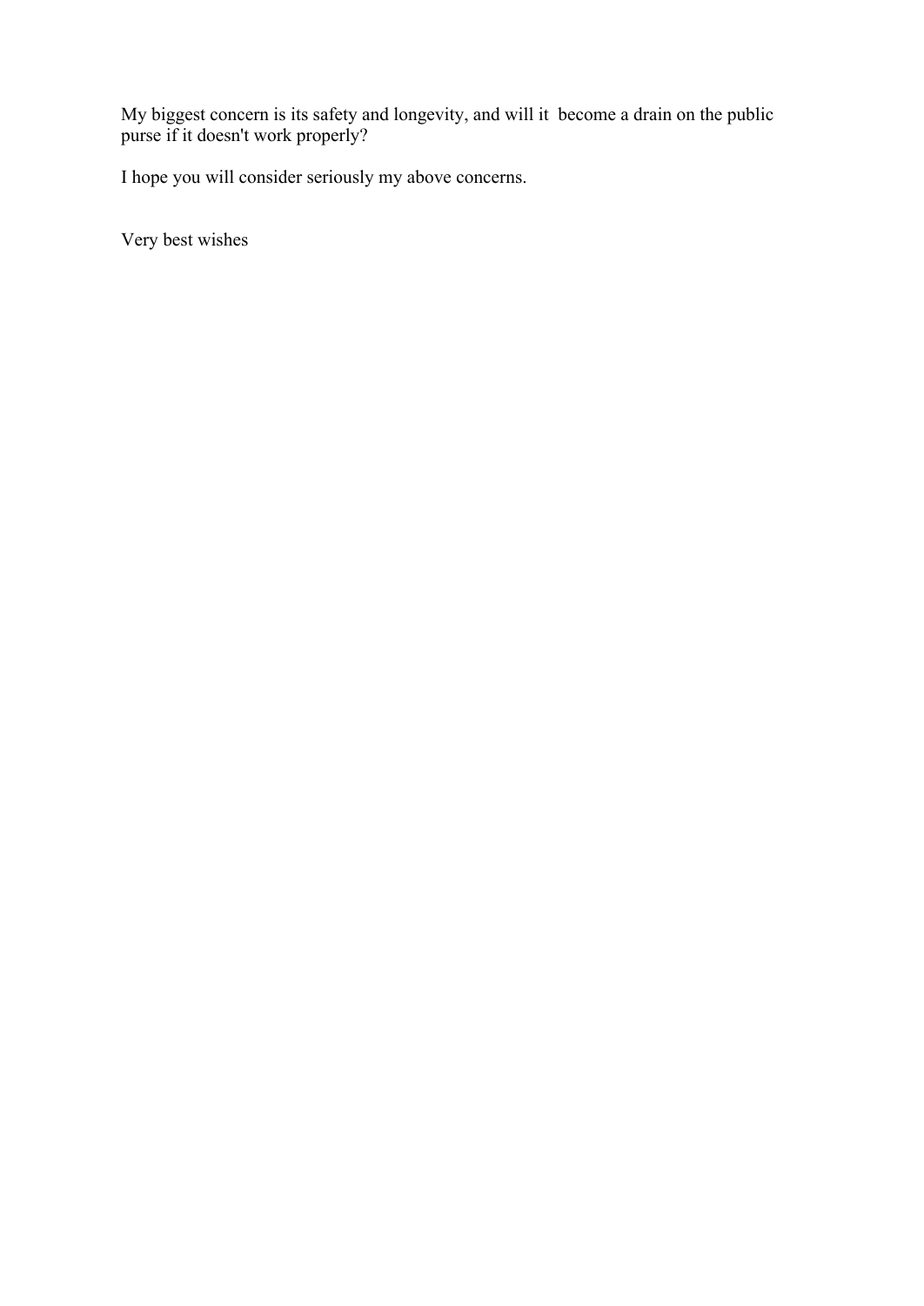My biggest concern is its safety and longevity, and will it become a drain on the public purse if it doesn't work properly?

I hope you will consider seriously my above concerns.

Very best wishes